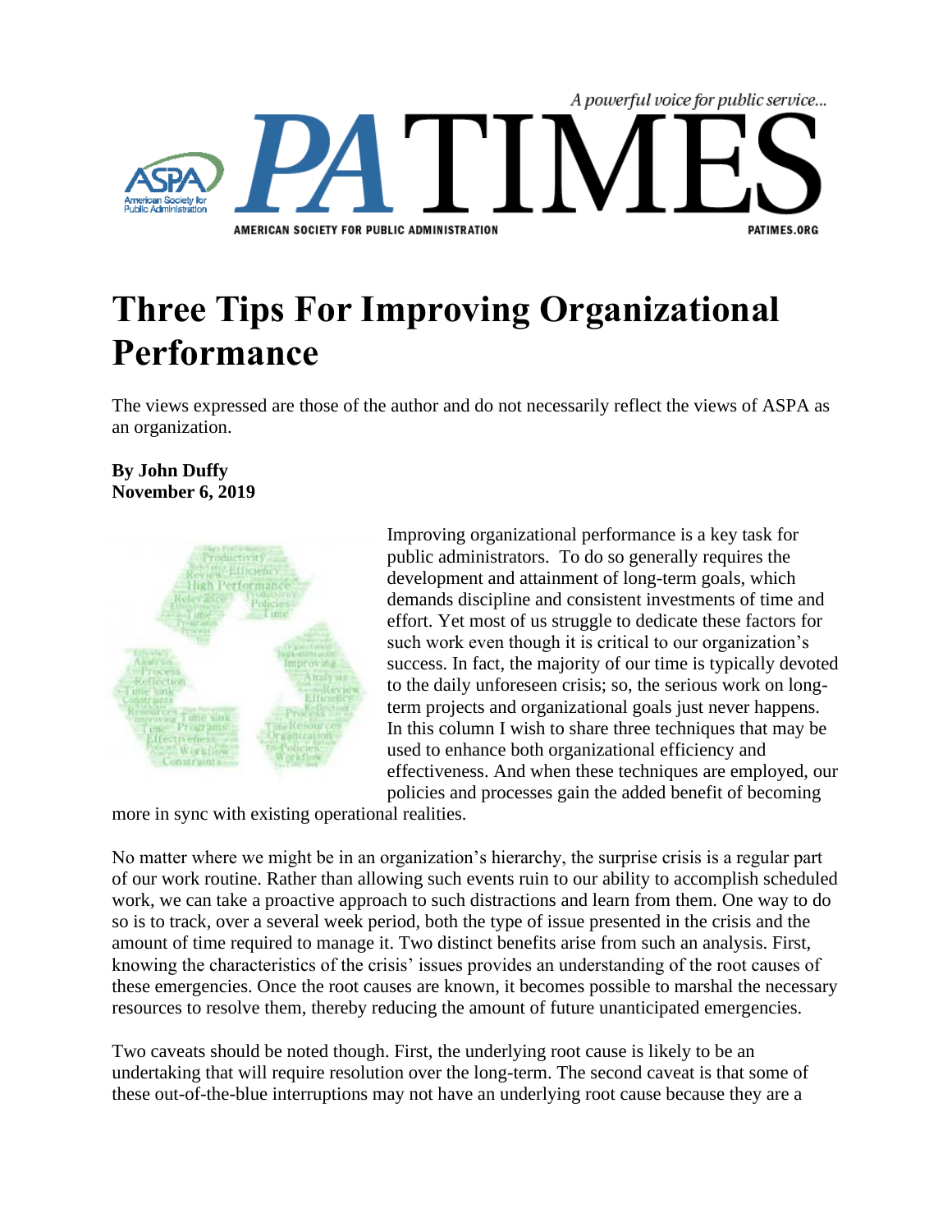# Three Tips For Improving Organizational Performance

The views expressed are those of the author and do not necessarily reflect the views of ASPA as an organization.

**By John Duffy**
**November 6, 2019**

Improving organizational performance is a key task for public administrators. To do so generally requires the development and attainment of long-term goals, which demands discipline and consistent investments of time and effort. Yet most of us struggle to dedicate these factors for such work even though it is critical to our organization's success. In fact, the majority of our time is typically devoted to the daily unforeseen crisis; so, the serious work on long-term projects and organizational goals just never happens. In this column I wish to share three techniques that may be used to enhance both organizational efficiency and effectiveness. And when these techniques are employed, our policies and processes gain the added benefit of becoming more in sync with existing operational realities.

No matter where we might be in an organization's hierarchy, the surprise crisis is a regular part of our work routine. Rather than allowing such events ruin to our ability to accomplish scheduled work, we can take a proactive approach to such distractions and learn from them. One way to do so is to track, over a several week period, both the type of issue presented in the crisis and the amount of time required to manage it. Two distinct benefits arise from such an analysis. First, knowing the characteristics of the crisis' issues provides an understanding of the root causes of these emergencies. Once the root causes are known, it becomes possible to marshal the necessary resources to resolve them, thereby reducing the amount of future unanticipated emergencies.

Two caveats should be noted though. First, the underlying root cause is likely to be an undertaking that will require resolution over the long-term. The second caveat is that some of these out-of-the-blue interruptions may not have an underlying root cause because they are a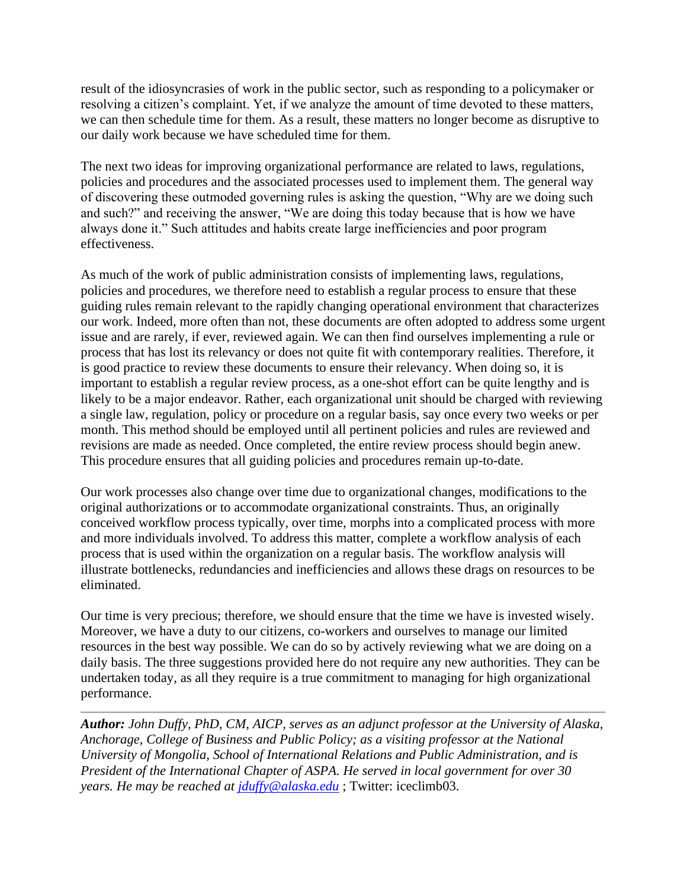result of the idiosyncrasies of work in the public sector, such as responding to a policymaker or resolving a citizen's complaint. Yet, if we analyze the amount of time devoted to these matters, we can then schedule time for them. As a result, these matters no longer become as disruptive to our daily work because we have scheduled time for them.

The next two ideas for improving organizational performance are related to laws, regulations, policies and procedures and the associated processes used to implement them. The general way of discovering these outmoded governing rules is asking the question, "Why are we doing such and such?" and receiving the answer, "We are doing this today because that is how we have always done it." Such attitudes and habits create large inefficiencies and poor program effectiveness.

As much of the work of public administration consists of implementing laws, regulations, policies and procedures, we therefore need to establish a regular process to ensure that these guiding rules remain relevant to the rapidly changing operational environment that characterizes our work. Indeed, more often than not, these documents are often adopted to address some urgent issue and are rarely, if ever, reviewed again. We can then find ourselves implementing a rule or process that has lost its relevancy or does not quite fit with contemporary realities. Therefore, it is good practice to review these documents to ensure their relevancy. When doing so, it is important to establish a regular review process, as a one-shot effort can be quite lengthy and is likely to be a major endeavor. Rather, each organizational unit should be charged with reviewing a single law, regulation, policy or procedure on a regular basis, say once every two weeks or per month. This method should be employed until all pertinent policies and rules are reviewed and revisions are made as needed. Once completed, the entire review process should begin anew. This procedure ensures that all guiding policies and procedures remain up-to-date.

Our work processes also change over time due to organizational changes, modifications to the original authorizations or to accommodate organizational constraints. Thus, an originally conceived workflow process typically, over time, morphs into a complicated process with more and more individuals involved. To address this matter, complete a workflow analysis of each process that is used within the organization on a regular basis. The workflow analysis will illustrate bottlenecks, redundancies and inefficiencies and allows these drags on resources to be eliminated.

Our time is very precious; therefore, we should ensure that the time we have is invested wisely. Moreover, we have a duty to our citizens, co-workers and ourselves to manage our limited resources in the best way possible. We can do so by actively reviewing what we are doing on a daily basis. The three suggestions provided here do not require any new authorities. They can be undertaken today, as all they require is a true commitment to managing for high organizational performance.

---

***Author:*** *John Duffy, PhD, CM, AICP, serves as an adjunct professor at the University of Alaska, Anchorage, College of Business and Public Policy; as a visiting professor at the National University of Mongolia, School of International Relations and Public Administration, and is President of the International Chapter of ASPA. He served in local government for over 30 years. He may be reached at* [jduffy@alaska.edu](mailto:jduffy@alaska.edu) ; Twitter: iceclimb03.